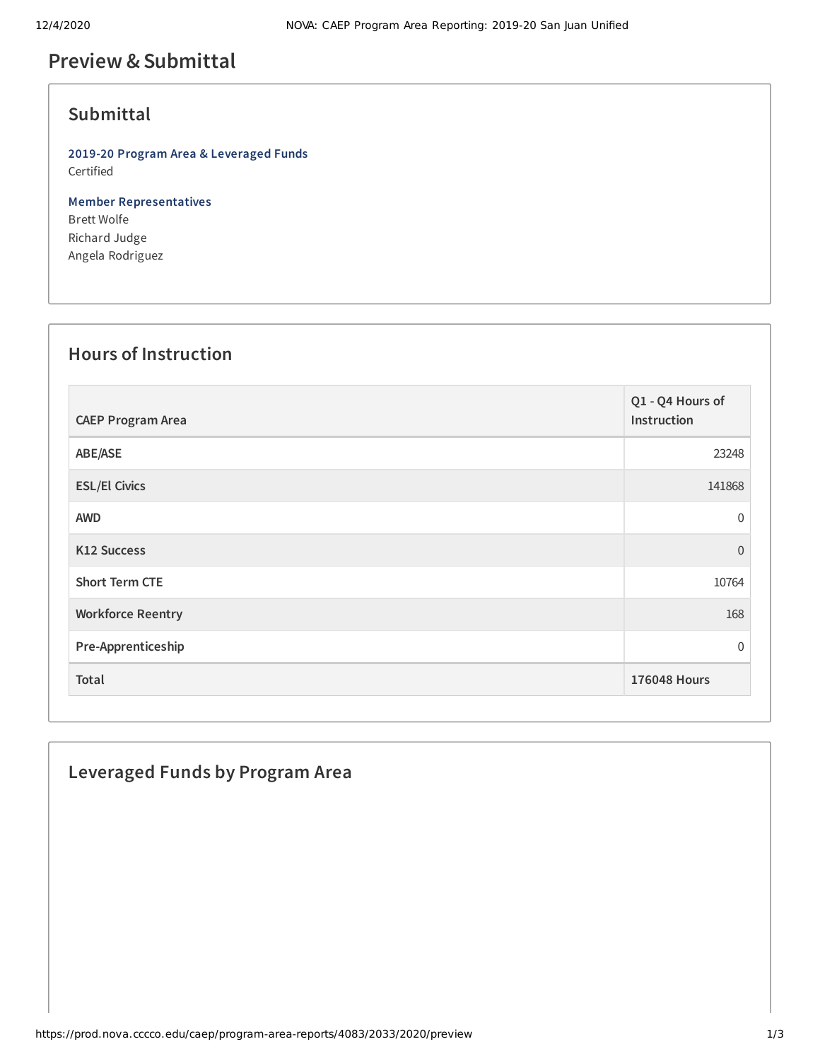# Preview & Submittal

## Submittal

**2019-20 Program Area & Leveraged Funds**
Certified

**Member Representatives**
Brett Wolfe
Richard Judge
Angela Rodriguez

## Hours of Instruction

| CAEP Program Area | Q1 - Q4 Hours of Instruction |
|---|---|
| ABE/ASE | 23248 |
| ESL/El Civics | 141868 |
| AWD | 0 |
| K12 Success | 0 |
| Short Term CTE | 10764 |
| Workforce Reentry | 168 |
| Pre-Apprenticeship | 0 |
| **Total** | **176048 Hours** |

## Leveraged Funds by Program Area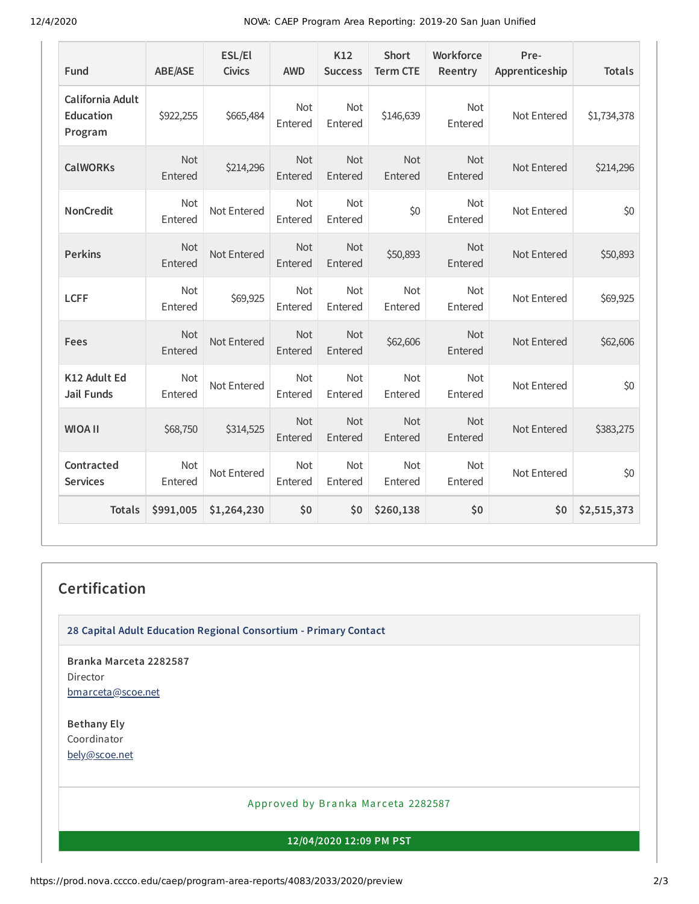| Fund | ABE/ASE | ESL/El Civics | AWD | K12 Success | Short Term CTE | Workforce Reentry | Pre-Apprenticeship | Totals |
|---|---|---|---|---|---|---|---|---|
| California Adult Education Program | $922,255 | $665,484 | Not Entered | Not Entered | $146,639 | Not Entered | Not Entered | $1,734,378 |
| CalWORKs | Not Entered | $214,296 | Not Entered | Not Entered | Not Entered | Not Entered | Not Entered | $214,296 |
| NonCredit | Not Entered | Not Entered | Not Entered | Not Entered | $0 | Not Entered | Not Entered | $0 |
| Perkins | Not Entered | Not Entered | Not Entered | Not Entered | $50,893 | Not Entered | Not Entered | $50,893 |
| LCFF | Not Entered | $69,925 | Not Entered | Not Entered | Not Entered | Not Entered | Not Entered | $69,925 |
| Fees | Not Entered | Not Entered | Not Entered | Not Entered | $62,606 | Not Entered | Not Entered | $62,606 |
| K12 Adult Ed Jail Funds | Not Entered | Not Entered | Not Entered | Not Entered | Not Entered | Not Entered | Not Entered | $0 |
| WIOA II | $68,750 | $314,525 | Not Entered | Not Entered | Not Entered | Not Entered | Not Entered | $383,275 |
| Contracted Services | Not Entered | Not Entered | Not Entered | Not Entered | Not Entered | Not Entered | Not Entered | $0 |
| **Totals** | **$991,005** | **$1,264,230** | **$0** | **$0** | **$260,138** | **$0** | **$0** | **$2,515,373** |

## Certification

**28 Capital Adult Education Regional Consortium - Primary Contact**

**Branka Marceta 2282587**
Director
bmarceta@scoe.net

**Bethany Ely**
Coordinator
bely@scoe.net

Approved by Branka Marceta 2282587

**12/04/2020 12:09 PM PST**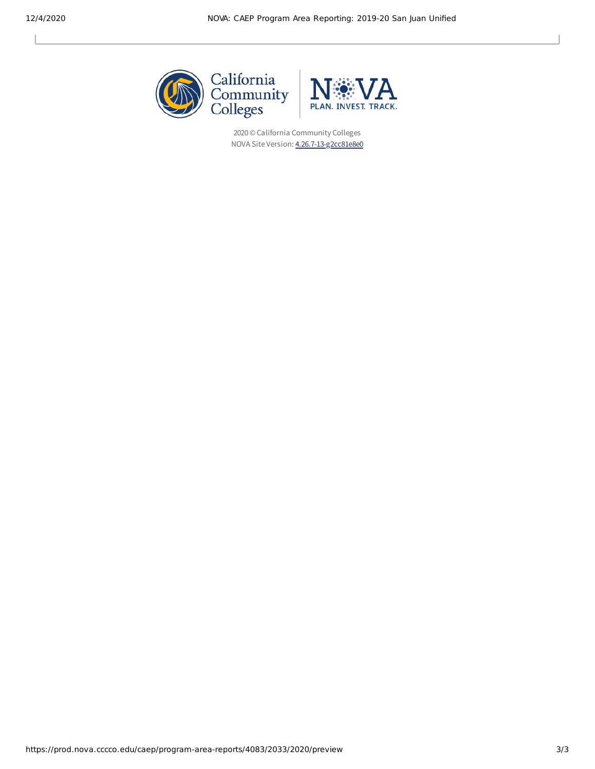California Community Colleges | NOVA PLAN. INVEST. TRACK.

2020 © California Community Colleges
NOVA Site Version: 4.26.7-13-g2cc81e8e0